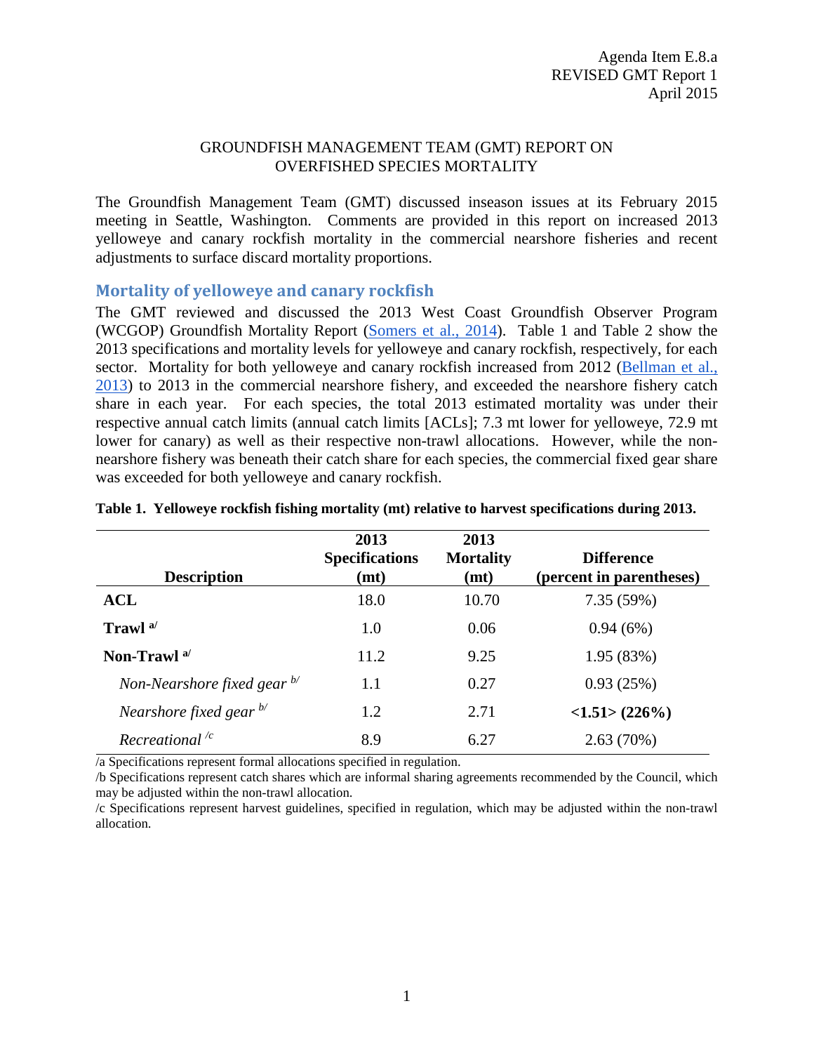Agenda Item E.8.a
REVISED GMT Report 1
April 2015

GROUNDFISH MANAGEMENT TEAM (GMT) REPORT ON OVERFISHED SPECIES MORTALITY

The Groundfish Management Team (GMT) discussed inseason issues at its February 2015 meeting in Seattle, Washington. Comments are provided in this report on increased 2013 yelloweye and canary rockfish mortality in the commercial nearshore fisheries and recent adjustments to surface discard mortality proportions.

## Mortality of yelloweye and canary rockfish

The GMT reviewed and discussed the 2013 West Coast Groundfish Observer Program (WCGOP) Groundfish Mortality Report (Somers et al., 2014). Table 1 and Table 2 show the 2013 specifications and mortality levels for yelloweye and canary rockfish, respectively, for each sector. Mortality for both yelloweye and canary rockfish increased from 2012 (Bellman et al., 2013) to 2013 in the commercial nearshore fishery, and exceeded the nearshore fishery catch share in each year. For each species, the total 2013 estimated mortality was under their respective annual catch limits (annual catch limits [ACLs]; 7.3 mt lower for yelloweye, 72.9 mt lower for canary) as well as their respective non-trawl allocations. However, while the non-nearshore fishery was beneath their catch share for each species, the commercial fixed gear share was exceeded for both yelloweye and canary rockfish.

**Table 1. Yelloweye rockfish fishing mortality (mt) relative to harvest specifications during 2013.**

| Description | 2013 Specifications (mt) | 2013 Mortality (mt) | Difference (percent in parentheses) |
|---|---|---|---|
| **ACL** | 18.0 | 10.70 | 7.35 (59%) |
| **Trawl** [a/] | 1.0 | 0.06 | 0.94 (6%) |
| **Non-Trawl** [a/] | 11.2 | 9.25 | 1.95 (83%) |
| *Non-Nearshore fixed gear* [b/] | 1.1 | 0.27 | 0.93 (25%) |
| *Nearshore fixed gear* [b/] | 1.2 | 2.71 | **<1.51> (226%)** |
| *Recreational* [/c] | 8.9 | 6.27 | 2.63 (70%) |

/a Specifications represent formal allocations specified in regulation.
/b Specifications represent catch shares which are informal sharing agreements recommended by the Council, which may be adjusted within the non-trawl allocation.
/c Specifications represent harvest guidelines, specified in regulation, which may be adjusted within the non-trawl allocation.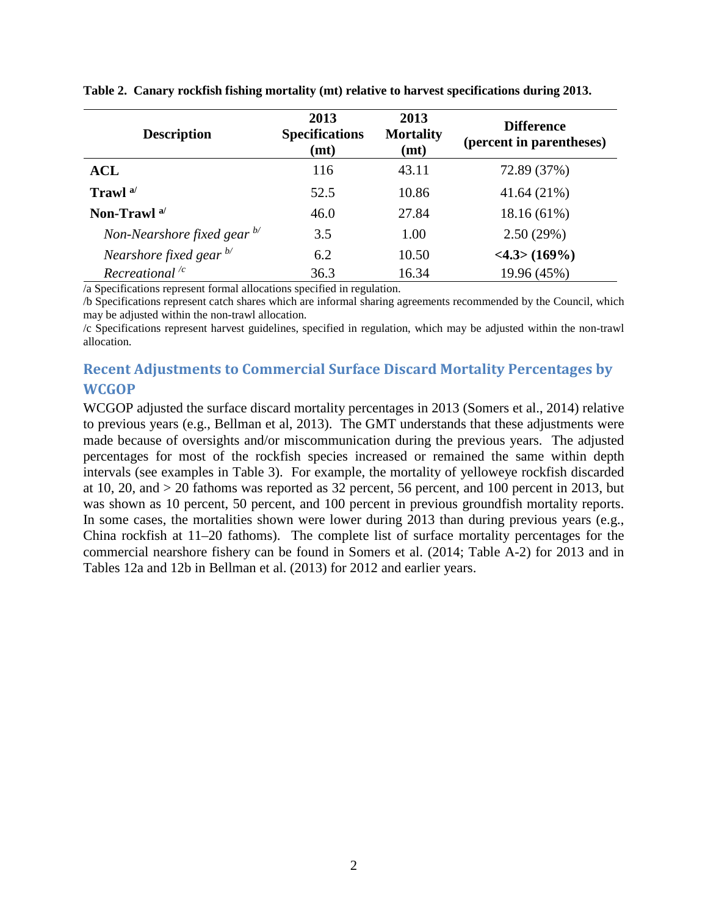**Table 2. Canary rockfish fishing mortality (mt) relative to harvest specifications during 2013.**

| Description | 2013 Specifications (mt) | 2013 Mortality (mt) | Difference (percent in parentheses) |
|---|---|---|---|
| **ACL** | 116 | 43.11 | 72.89 (37%) |
| **Trawl** [a/] | 52.5 | 10.86 | 41.64 (21%) |
| **Non-Trawl** [a/] | 46.0 | 27.84 | 18.16 (61%) |
| *Non-Nearshore fixed gear* [b/] | 3.5 | 1.00 | 2.50 (29%) |
| *Nearshore fixed gear* [b/] | 6.2 | 10.50 | **<4.3> (169%)** |
| *Recreational* [/c] | 36.3 | 16.34 | 19.96 (45%) |

/a Specifications represent formal allocations specified in regulation.
/b Specifications represent catch shares which are informal sharing agreements recommended by the Council, which may be adjusted within the non-trawl allocation.
/c Specifications represent harvest guidelines, specified in regulation, which may be adjusted within the non-trawl allocation.

## Recent Adjustments to Commercial Surface Discard Mortality Percentages by WCGOP

WCGOP adjusted the surface discard mortality percentages in 2013 (Somers et al., 2014) relative to previous years (e.g., Bellman et al, 2013). The GMT understands that these adjustments were made because of oversights and/or miscommunication during the previous years. The adjusted percentages for most of the rockfish species increased or remained the same within depth intervals (see examples in Table 3). For example, the mortality of yelloweye rockfish discarded at 10, 20, and > 20 fathoms was reported as 32 percent, 56 percent, and 100 percent in 2013, but was shown as 10 percent, 50 percent, and 100 percent in previous groundfish mortality reports. In some cases, the mortalities shown were lower during 2013 than during previous years (e.g., China rockfish at 11–20 fathoms). The complete list of surface mortality percentages for the commercial nearshore fishery can be found in Somers et al. (2014; Table A-2) for 2013 and in Tables 12a and 12b in Bellman et al. (2013) for 2012 and earlier years.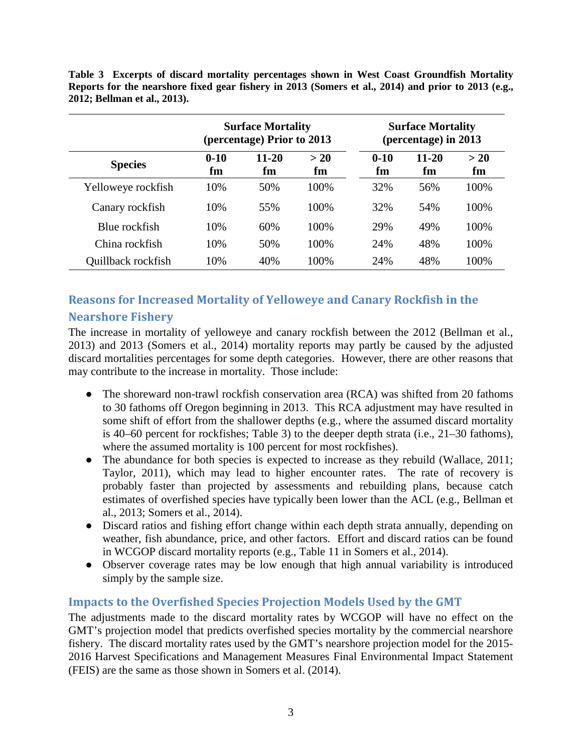**Table 3 Excerpts of discard mortality percentages shown in West Coast Groundfish Mortality Reports for the nearshore fixed gear fishery in 2013 (Somers et al., 2014) and prior to 2013 (e.g., 2012; Bellman et al., 2013).**

| | Surface Mortality (percentage) Prior to 2013 | | | Surface Mortality (percentage) in 2013 | | |
|---|---|---|---|---|---|---|
| **Species** | **0-10 fm** | **11-20 fm** | **> 20 fm** | **0-10 fm** | **11-20 fm** | **> 20 fm** |
| Yelloweye rockfish | 10% | 50% | 100% | 32% | 56% | 100% |
| Canary rockfish | 10% | 55% | 100% | 32% | 54% | 100% |
| Blue rockfish | 10% | 60% | 100% | 29% | 49% | 100% |
| China rockfish | 10% | 50% | 100% | 24% | 48% | 100% |
| Quillback rockfish | 10% | 40% | 100% | 24% | 48% | 100% |

## Reasons for Increased Mortality of Yelloweye and Canary Rockfish in the Nearshore Fishery

The increase in mortality of yelloweye and canary rockfish between the 2012 (Bellman et al., 2013) and 2013 (Somers et al., 2014) mortality reports may partly be caused by the adjusted discard mortalities percentages for some depth categories. However, there are other reasons that may contribute to the increase in mortality. Those include:

- The shoreward non-trawl rockfish conservation area (RCA) was shifted from 20 fathoms to 30 fathoms off Oregon beginning in 2013. This RCA adjustment may have resulted in some shift of effort from the shallower depths (e.g., where the assumed discard mortality is 40–60 percent for rockfishes; Table 3) to the deeper depth strata (i.e., 21–30 fathoms), where the assumed mortality is 100 percent for most rockfishes).
- The abundance for both species is expected to increase as they rebuild (Wallace, 2011; Taylor, 2011), which may lead to higher encounter rates. The rate of recovery is probably faster than projected by assessments and rebuilding plans, because catch estimates of overfished species have typically been lower than the ACL (e.g., Bellman et al., 2013; Somers et al., 2014).
- Discard ratios and fishing effort change within each depth strata annually, depending on weather, fish abundance, price, and other factors. Effort and discard ratios can be found in WCGOP discard mortality reports (e.g., Table 11 in Somers et al., 2014).
- Observer coverage rates may be low enough that high annual variability is introduced simply by the sample size.

## Impacts to the Overfished Species Projection Models Used by the GMT

The adjustments made to the discard mortality rates by WCGOP will have no effect on the GMT's projection model that predicts overfished species mortality by the commercial nearshore fishery. The discard mortality rates used by the GMT's nearshore projection model for the 2015-2016 Harvest Specifications and Management Measures Final Environmental Impact Statement (FEIS) are the same as those shown in Somers et al. (2014).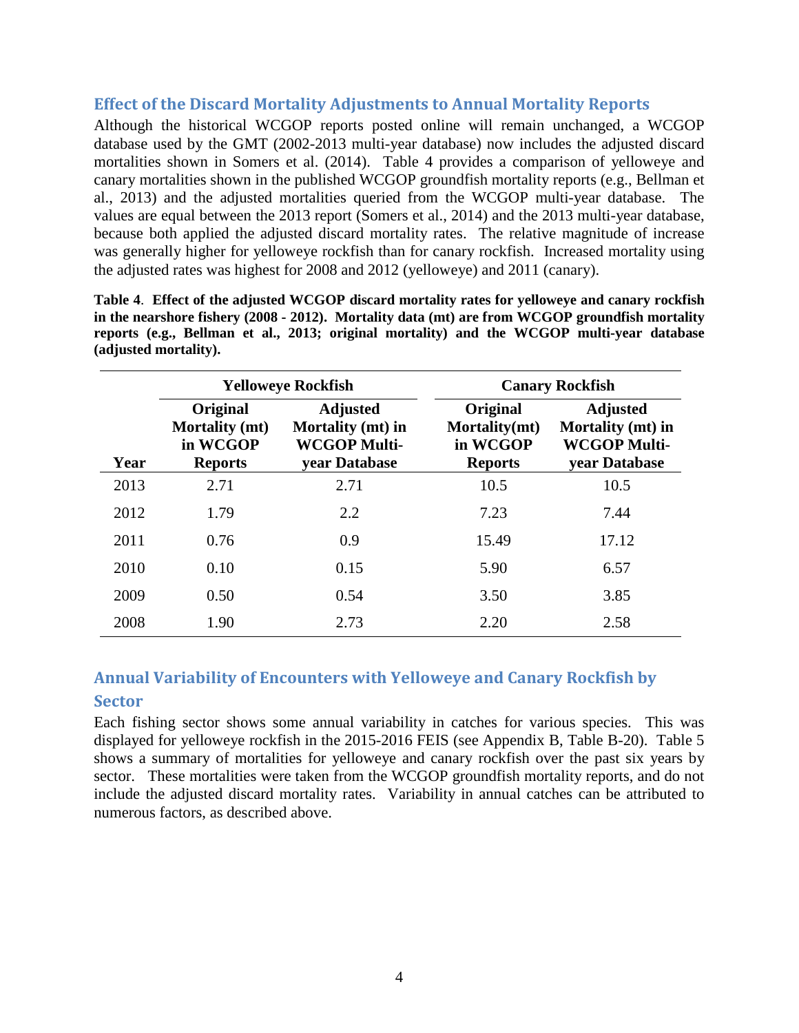## Effect of the Discard Mortality Adjustments to Annual Mortality Reports

Although the historical WCGOP reports posted online will remain unchanged, a WCGOP database used by the GMT (2002-2013 multi-year database) now includes the adjusted discard mortalities shown in Somers et al. (2014). Table 4 provides a comparison of yelloweye and canary mortalities shown in the published WCGOP groundfish mortality reports (e.g., Bellman et al., 2013) and the adjusted mortalities queried from the WCGOP multi-year database. The values are equal between the 2013 report (Somers et al., 2014) and the 2013 multi-year database, because both applied the adjusted discard mortality rates. The relative magnitude of increase was generally higher for yelloweye rockfish than for canary rockfish. Increased mortality using the adjusted rates was highest for 2008 and 2012 (yelloweye) and 2011 (canary).

**Table 4. Effect of the adjusted WCGOP discard mortality rates for yelloweye and canary rockfish in the nearshore fishery (2008 - 2012). Mortality data (mt) are from WCGOP groundfish mortality reports (e.g., Bellman et al., 2013; original mortality) and the WCGOP multi-year database (adjusted mortality).**

| | Yelloweye Rockfish | | Canary Rockfish | |
|---|---|---|---|---|
| Year | Original Mortality (mt) in WCGOP Reports | Adjusted Mortality (mt) in WCGOP Multi-year Database | Original Mortality(mt) in WCGOP Reports | Adjusted Mortality (mt) in WCGOP Multi-year Database |
| 2013 | 2.71 | 2.71 | 10.5 | 10.5 |
| 2012 | 1.79 | 2.2 | 7.23 | 7.44 |
| 2011 | 0.76 | 0.9 | 15.49 | 17.12 |
| 2010 | 0.10 | 0.15 | 5.90 | 6.57 |
| 2009 | 0.50 | 0.54 | 3.50 | 3.85 |
| 2008 | 1.90 | 2.73 | 2.20 | 2.58 |

## Annual Variability of Encounters with Yelloweye and Canary Rockfish by Sector

Each fishing sector shows some annual variability in catches for various species. This was displayed for yelloweye rockfish in the 2015-2016 FEIS (see Appendix B, Table B-20). Table 5 shows a summary of mortalities for yelloweye and canary rockfish over the past six years by sector. These mortalities were taken from the WCGOP groundfish mortality reports, and do not include the adjusted discard mortality rates. Variability in annual catches can be attributed to numerous factors, as described above.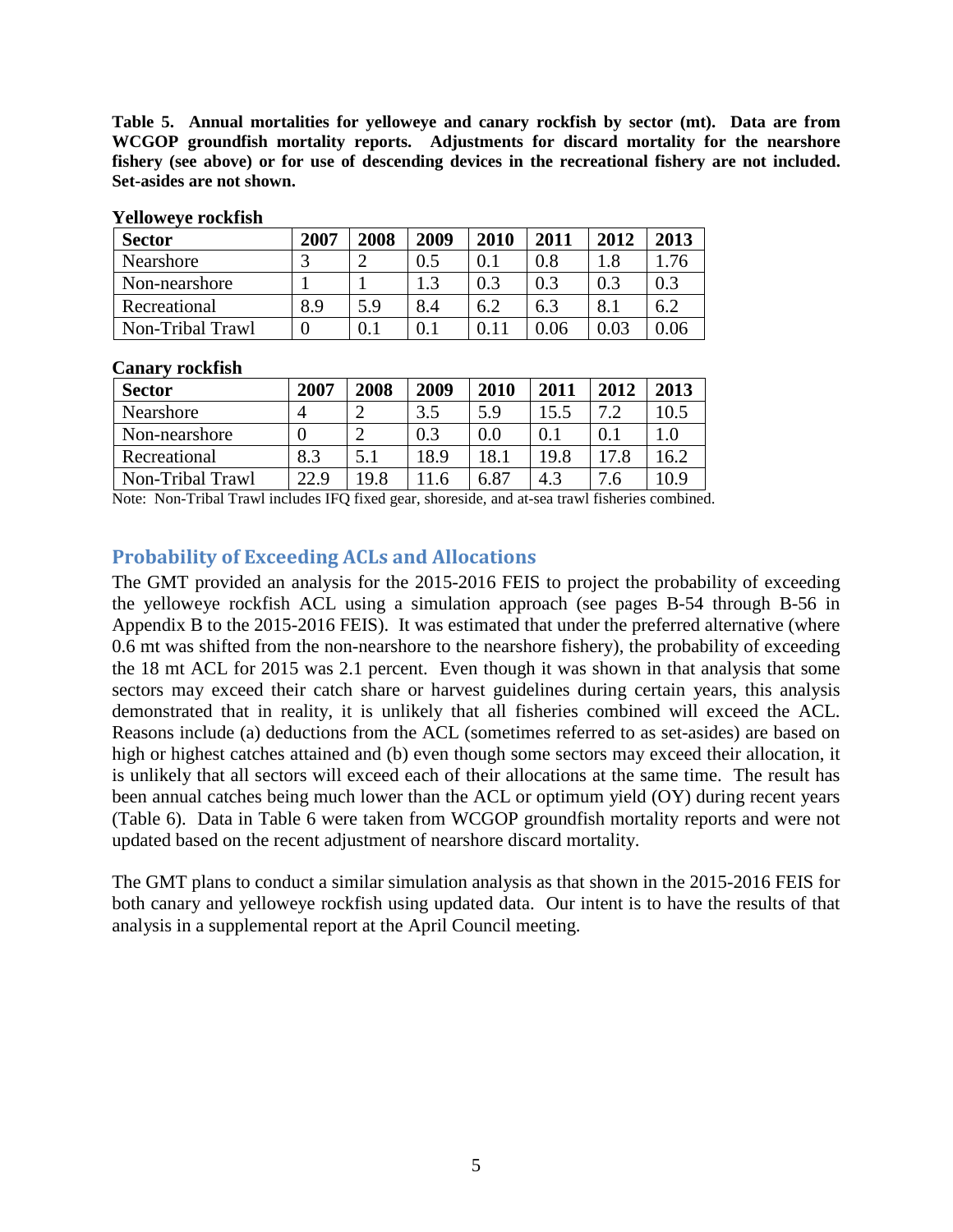**Table 5. Annual mortalities for yelloweye and canary rockfish by sector (mt). Data are from WCGOP groundfish mortality reports. Adjustments for discard mortality for the nearshore fishery (see above) or for use of descending devices in the recreational fishery are not included. Set-asides are not shown.**

**Yelloweye rockfish**

| Sector | 2007 | 2008 | 2009 | 2010 | 2011 | 2012 | 2013 |
|---|---|---|---|---|---|---|---|
| Nearshore | 3 | 2 | 0.5 | 0.1 | 0.8 | 1.8 | 1.76 |
| Non-nearshore | 1 | 1 | 1.3 | 0.3 | 0.3 | 0.3 | 0.3 |
| Recreational | 8.9 | 5.9 | 8.4 | 6.2 | 6.3 | 8.1 | 6.2 |
| Non-Tribal Trawl | 0 | 0.1 | 0.1 | 0.11 | 0.06 | 0.03 | 0.06 |

**Canary rockfish**

| Sector | 2007 | 2008 | 2009 | 2010 | 2011 | 2012 | 2013 |
|---|---|---|---|---|---|---|---|
| Nearshore | 4 | 2 | 3.5 | 5.9 | 15.5 | 7.2 | 10.5 |
| Non-nearshore | 0 | 2 | 0.3 | 0.0 | 0.1 | 0.1 | 1.0 |
| Recreational | 8.3 | 5.1 | 18.9 | 18.1 | 19.8 | 17.8 | 16.2 |
| Non-Tribal Trawl | 22.9 | 19.8 | 11.6 | 6.87 | 4.3 | 7.6 | 10.9 |

Note: Non-Tribal Trawl includes IFQ fixed gear, shoreside, and at-sea trawl fisheries combined.

## Probability of Exceeding ACLs and Allocations

The GMT provided an analysis for the 2015-2016 FEIS to project the probability of exceeding the yelloweye rockfish ACL using a simulation approach (see pages B-54 through B-56 in Appendix B to the 2015-2016 FEIS). It was estimated that under the preferred alternative (where 0.6 mt was shifted from the non-nearshore to the nearshore fishery), the probability of exceeding the 18 mt ACL for 2015 was 2.1 percent. Even though it was shown in that analysis that some sectors may exceed their catch share or harvest guidelines during certain years, this analysis demonstrated that in reality, it is unlikely that all fisheries combined will exceed the ACL. Reasons include (a) deductions from the ACL (sometimes referred to as set-asides) are based on high or highest catches attained and (b) even though some sectors may exceed their allocation, it is unlikely that all sectors will exceed each of their allocations at the same time. The result has been annual catches being much lower than the ACL or optimum yield (OY) during recent years (Table 6). Data in Table 6 were taken from WCGOP groundfish mortality reports and were not updated based on the recent adjustment of nearshore discard mortality.

The GMT plans to conduct a similar simulation analysis as that shown in the 2015-2016 FEIS for both canary and yelloweye rockfish using updated data. Our intent is to have the results of that analysis in a supplemental report at the April Council meeting.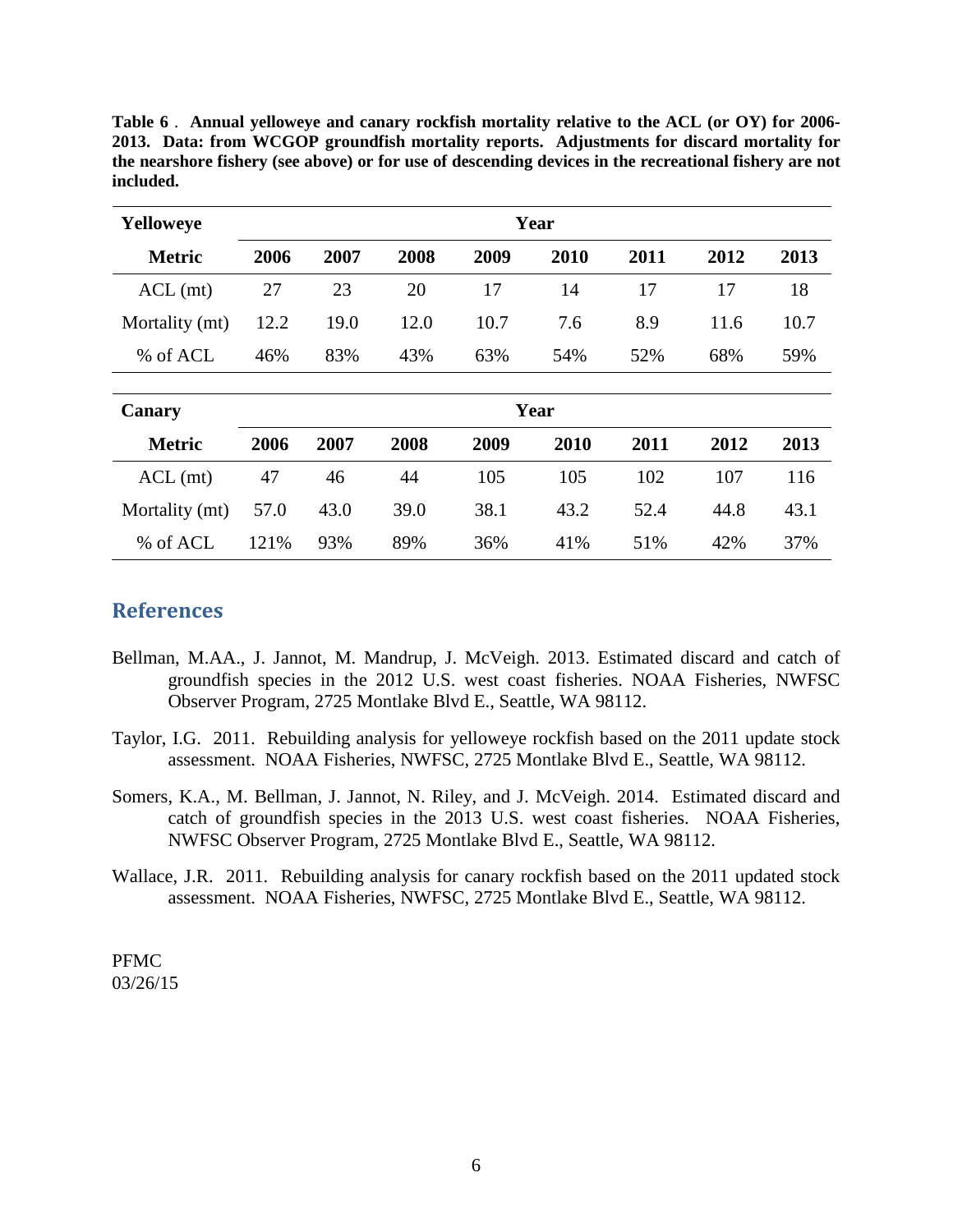**Table 6**. **Annual yelloweye and canary rockfish mortality relative to the ACL (or OY) for 2006-2013. Data: from WCGOP groundfish mortality reports. Adjustments for discard mortality for the nearshore fishery (see above) or for use of descending devices in the recreational fishery are not included.**

| **Yelloweye** | **Year** | | | | | | | |
|---|---|---|---|---|---|---|---|---|
| **Metric** | **2006** | **2007** | **2008** | **2009** | **2010** | **2011** | **2012** | **2013** |
| ACL (mt) | 27 | 23 | 20 | 17 | 14 | 17 | 17 | 18 |
| Mortality (mt) | 12.2 | 19.0 | 12.0 | 10.7 | 7.6 | 8.9 | 11.6 | 10.7 |
| % of ACL | 46% | 83% | 43% | 63% | 54% | 52% | 68% | 59% |

| **Canary** | **Year** | | | | | | | |
|---|---|---|---|---|---|---|---|---|
| **Metric** | **2006** | **2007** | **2008** | **2009** | **2010** | **2011** | **2012** | **2013** |
| ACL (mt) | 47 | 46 | 44 | 105 | 105 | 102 | 107 | 116 |
| Mortality (mt) | 57.0 | 43.0 | 39.0 | 38.1 | 43.2 | 52.4 | 44.8 | 43.1 |
| % of ACL | 121% | 93% | 89% | 36% | 41% | 51% | 42% | 37% |

## References

Bellman, M.AA., J. Jannot, M. Mandrup, J. McVeigh. 2013. Estimated discard and catch of groundfish species in the 2012 U.S. west coast fisheries. NOAA Fisheries, NWFSC Observer Program, 2725 Montlake Blvd E., Seattle, WA 98112.

Taylor, I.G. 2011. Rebuilding analysis for yelloweye rockfish based on the 2011 update stock assessment. NOAA Fisheries, NWFSC, 2725 Montlake Blvd E., Seattle, WA 98112.

Somers, K.A., M. Bellman, J. Jannot, N. Riley, and J. McVeigh. 2014. Estimated discard and catch of groundfish species in the 2013 U.S. west coast fisheries. NOAA Fisheries, NWFSC Observer Program, 2725 Montlake Blvd E., Seattle, WA 98112.

Wallace, J.R. 2011. Rebuilding analysis for canary rockfish based on the 2011 updated stock assessment. NOAA Fisheries, NWFSC, 2725 Montlake Blvd E., Seattle, WA 98112.

PFMC
03/26/15